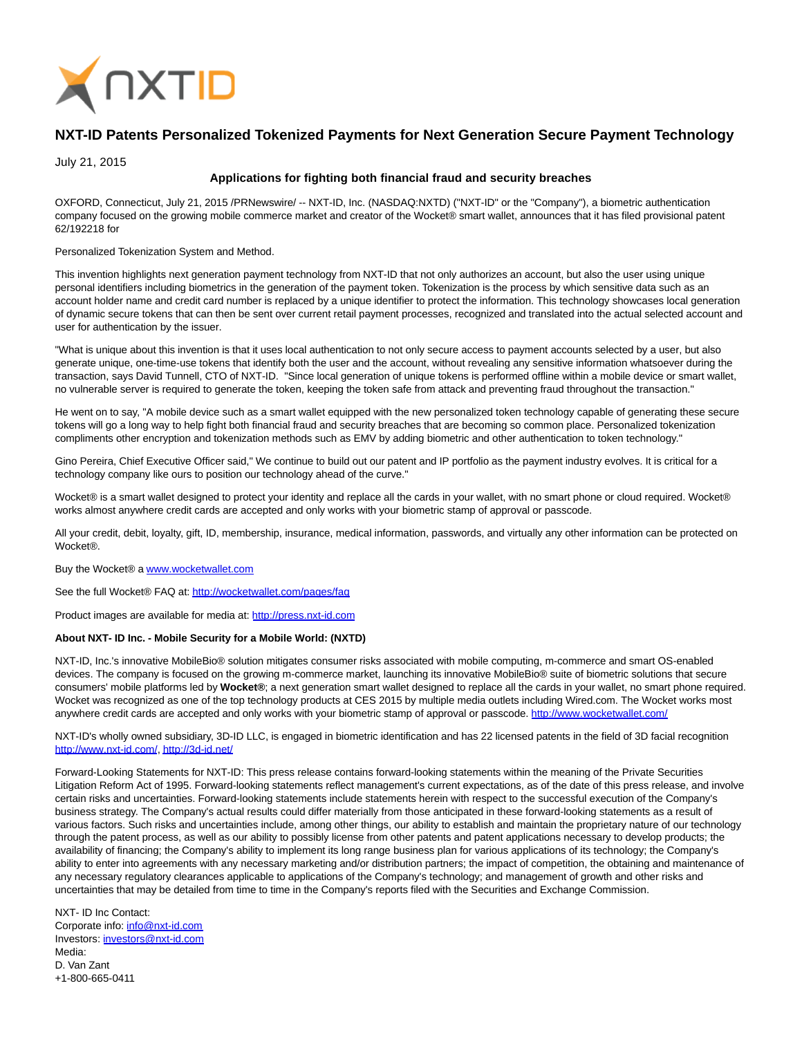NXTID

# NXT-ID Patents Personalized Tokenized Payments for Next Generation Secure Payment Technology

July 21, 2015

**Applications for fighting both financial fraud and security breaches**

OXFORD, Connecticut, July 21, 2015 /PRNewswire/ -- NXT-ID, Inc. (NASDAQ:NXTD) ("NXT-ID" or the "Company"), a biometric authentication company focused on the growing mobile commerce market and creator of the Wocket® smart wallet, announces that it has filed provisional patent 62/192218 for

Personalized Tokenization System and Method.

This invention highlights next generation payment technology from NXT-ID that not only authorizes an account, but also the user using unique personal identifiers including biometrics in the generation of the payment token. Tokenization is the process by which sensitive data such as an account holder name and credit card number is replaced by a unique identifier to protect the information. This technology showcases local generation of dynamic secure tokens that can then be sent over current retail payment processes, recognized and translated into the actual selected account and user for authentication by the issuer.

"What is unique about this invention is that it uses local authentication to not only secure access to payment accounts selected by a user, but also generate unique, one-time-use tokens that identify both the user and the account, without revealing any sensitive information whatsoever during the transaction, says David Tunnell, CTO of NXT-ID. "Since local generation of unique tokens is performed offline within a mobile device or smart wallet, no vulnerable server is required to generate the token, keeping the token safe from attack and preventing fraud throughout the transaction."

He went on to say, "A mobile device such as a smart wallet equipped with the new personalized token technology capable of generating these secure tokens will go a long way to help fight both financial fraud and security breaches that are becoming so common place. Personalized tokenization compliments other encryption and tokenization methods such as EMV by adding biometric and other authentication to token technology."

Gino Pereira, Chief Executive Officer said," We continue to build out our patent and IP portfolio as the payment industry evolves. It is critical for a technology company like ours to position our technology ahead of the curve."

Wocket® is a smart wallet designed to protect your identity and replace all the cards in your wallet, with no smart phone or cloud required. Wocket® works almost anywhere credit cards are accepted and only works with your biometric stamp of approval or passcode.

All your credit, debit, loyalty, gift, ID, membership, insurance, medical information, passwords, and virtually any other information can be protected on Wocket®.

Buy the Wocket® a www.wocketwallet.com

See the full Wocket® FAQ at: http://wocketwallet.com/pages/faq

Product images are available for media at: http://press.nxt-id.com

**About NXT- ID Inc. - Mobile Security for a Mobile World: (NXTD)**

NXT-ID, Inc.'s innovative MobileBio® solution mitigates consumer risks associated with mobile computing, m-commerce and smart OS-enabled devices. The company is focused on the growing m-commerce market, launching its innovative MobileBio® suite of biometric solutions that secure consumers' mobile platforms led by **Wocket®**; a next generation smart wallet designed to replace all the cards in your wallet, no smart phone required. Wocket was recognized as one of the top technology products at CES 2015 by multiple media outlets including Wired.com. The Wocket works most anywhere credit cards are accepted and only works with your biometric stamp of approval or passcode. http://www.wocketwallet.com/

NXT-ID's wholly owned subsidiary, 3D-ID LLC, is engaged in biometric identification and has 22 licensed patents in the field of 3D facial recognition http://www.nxt-id.com/, http://3d-id.net/

Forward-Looking Statements for NXT-ID: This press release contains forward-looking statements within the meaning of the Private Securities Litigation Reform Act of 1995. Forward-looking statements reflect management's current expectations, as of the date of this press release, and involve certain risks and uncertainties. Forward-looking statements include statements herein with respect to the successful execution of the Company's business strategy. The Company's actual results could differ materially from those anticipated in these forward-looking statements as a result of various factors. Such risks and uncertainties include, among other things, our ability to establish and maintain the proprietary nature of our technology through the patent process, as well as our ability to possibly license from other patents and patent applications necessary to develop products; the availability of financing; the Company's ability to implement its long range business plan for various applications of its technology; the Company's ability to enter into agreements with any necessary marketing and/or distribution partners; the impact of competition, the obtaining and maintenance of any necessary regulatory clearances applicable to applications of the Company's technology; and management of growth and other risks and uncertainties that may be detailed from time to time in the Company's reports filed with the Securities and Exchange Commission.

NXT- ID Inc Contact:
Corporate info: info@nxt-id.com
Investors: investors@nxt-id.com
Media:
D. Van Zant
+1-800-665-0411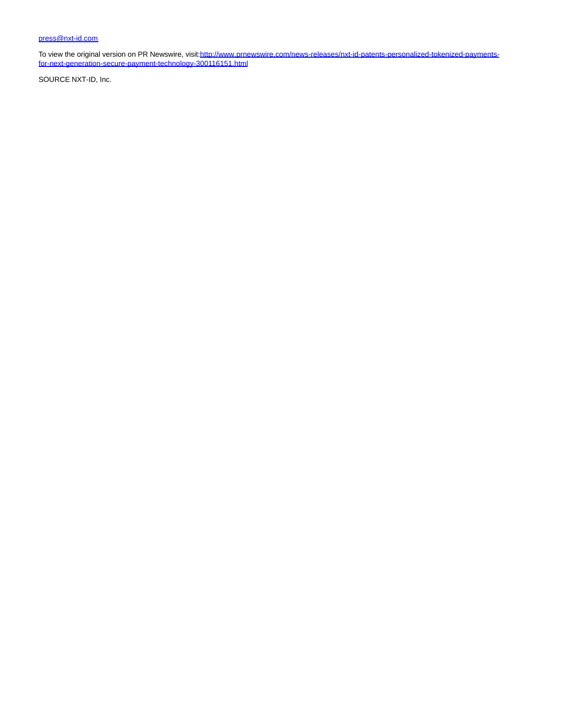press@nxt-id.com

To view the original version on PR Newswire, visit:http://www.prnewswire.com/news-releases/nxt-id-patents-personalized-tokenized-payments-for-next-generation-secure-payment-technology-300116151.html

SOURCE NXT-ID, Inc.